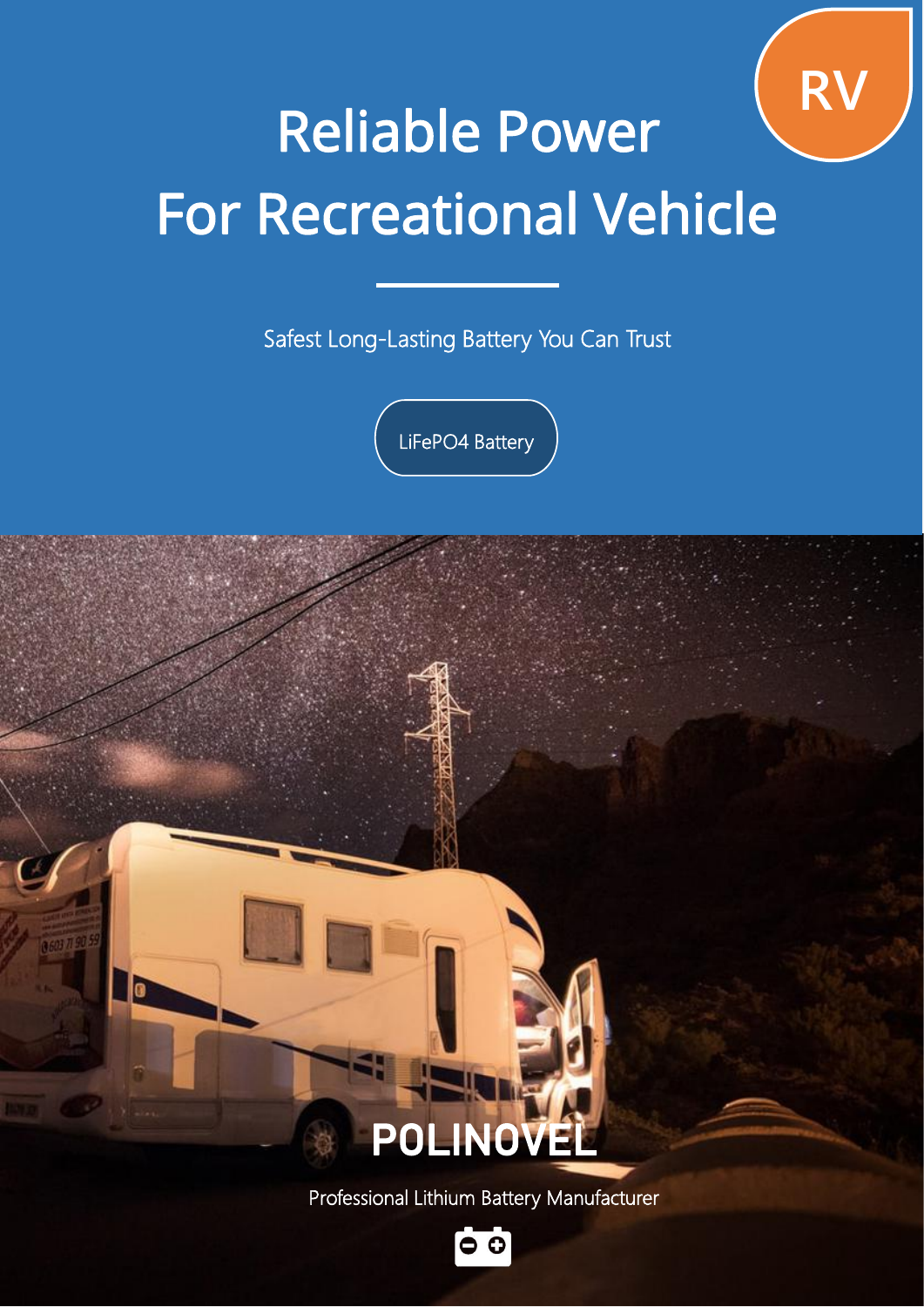RV

# Reliable Power For Recreational Vehicle

Safest Long-Lasting Battery You Can Trust

LiFePO4 Battery

POLINOVEL

Professional Lithium Battery Manufacturer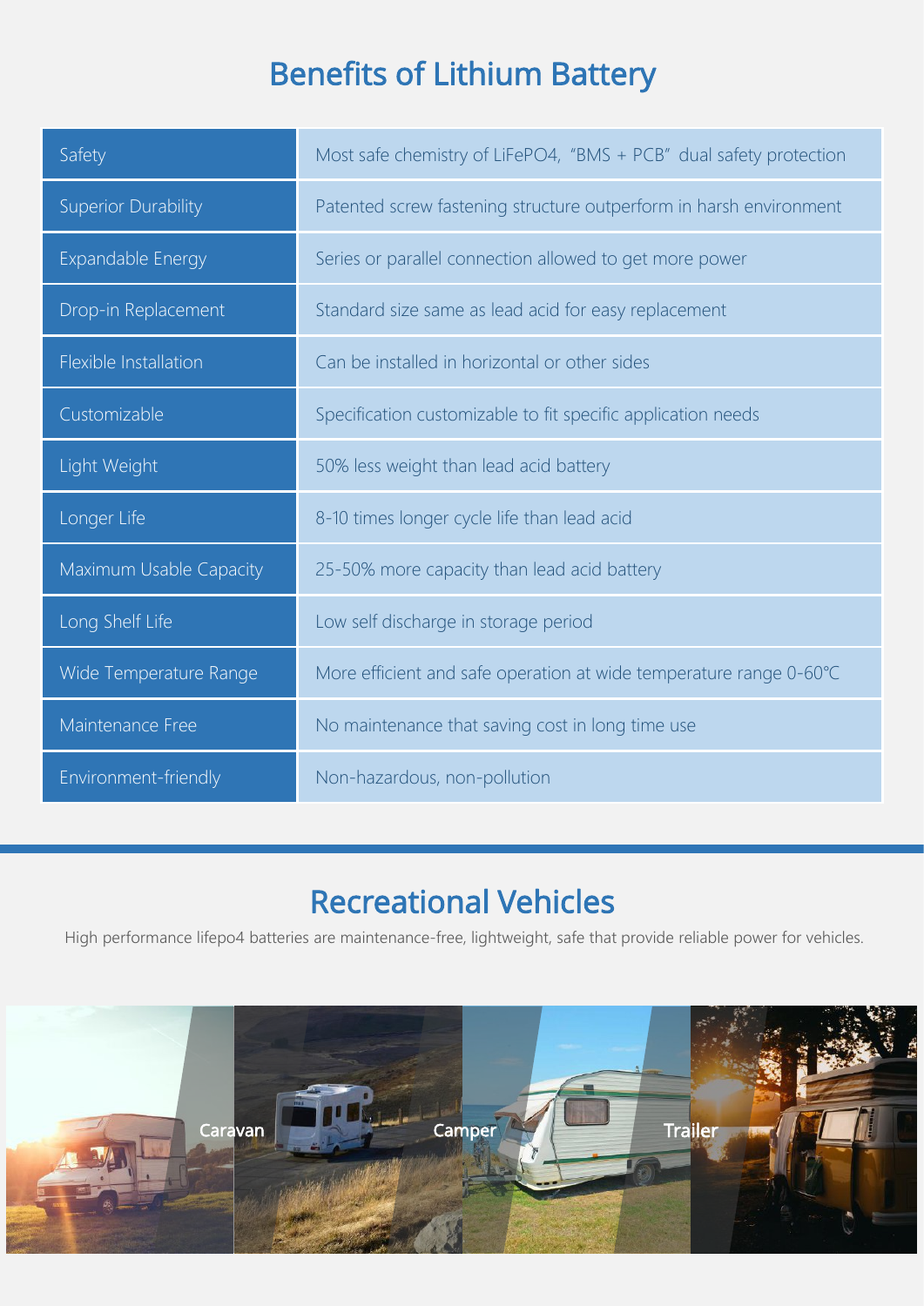# Benefits of Lithium Battery

| | |
|---|---|
| Safety | Most safe chemistry of $LiFePO_4$, "BMS + PCB" dual safety protection |
| Superior Durability | Patented screw fastening structure outperform in harsh environment |
| Expandable Energy | Series or parallel connection allowed to get more power |
| Drop-in Replacement | Standard size same as lead acid for easy replacement |
| Flexible Installation | Can be installed in horizontal or other sides |
| Customizable | Specification customizable to fit specific application needs |
| Light Weight | 50% less weight than lead acid battery |
| Longer Life | 8-10 times longer cycle life than lead acid |
| Maximum Usable Capacity | 25-50% more capacity than lead acid battery |
| Long Shelf Life | Low self discharge in storage period |
| Wide Temperature Range | More efficient and safe operation at wide temperature range 0-60℃ |
| Maintenance Free | No maintenance that saving cost in long time use |
| Environment-friendly | Non-hazardous, non-pollution |

## Recreational Vehicles

High performance lifepo4 batteries are maintenance-free, lightweight, safe that provide reliable power for vehicles.

Caravan

Camper

Trailer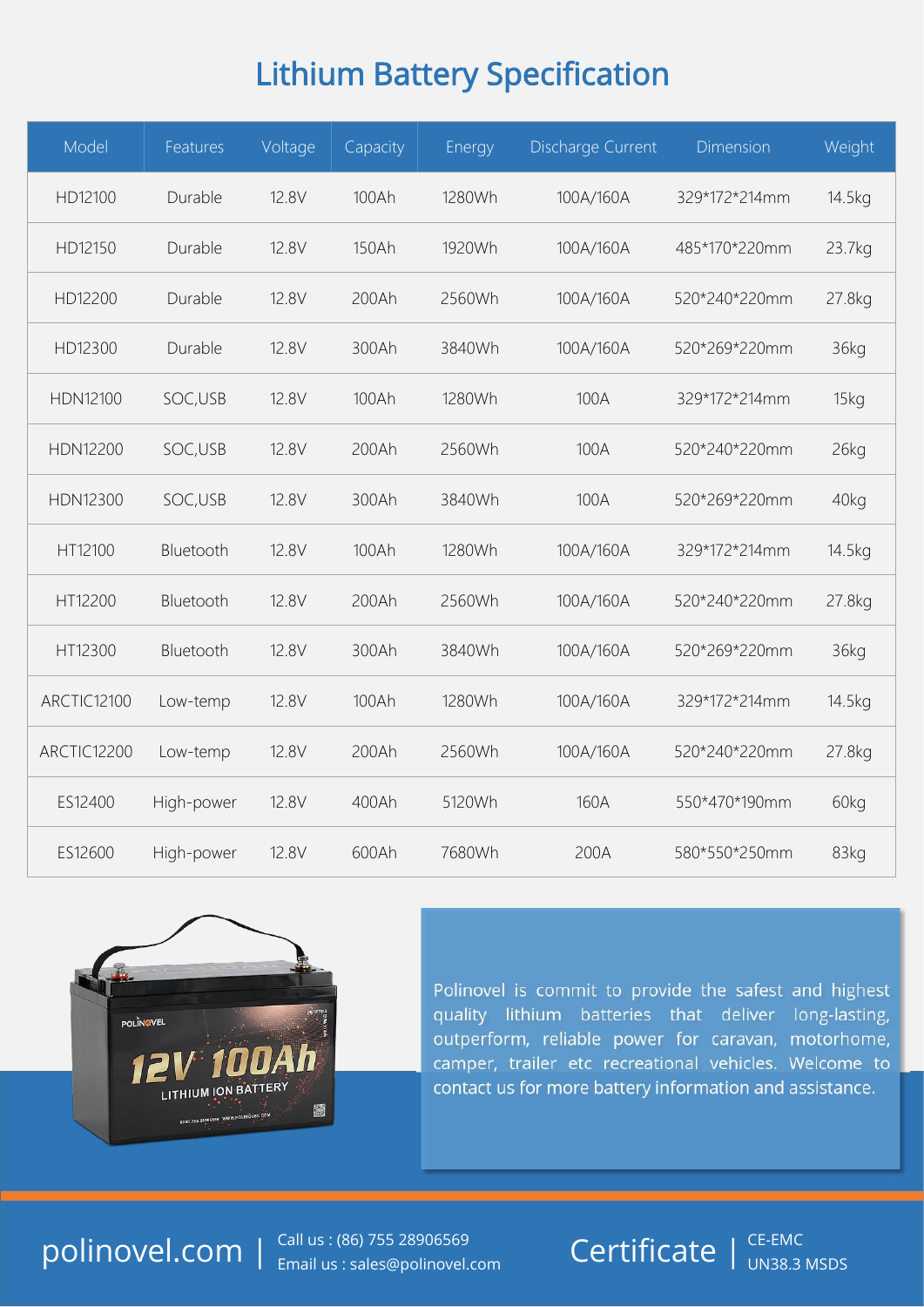# Lithium Battery Specification

| Model | Features | Voltage | Capacity | Energy | Discharge Current | Dimension | Weight |
|---|---|---|---|---|---|---|---|
| HD12100 | Durable | 12.8V | 100Ah | 1280Wh | 100A/160A | 329*172*214mm | 14.5kg |
| HD12150 | Durable | 12.8V | 150Ah | 1920Wh | 100A/160A | 485*170*220mm | 23.7kg |
| HD12200 | Durable | 12.8V | 200Ah | 2560Wh | 100A/160A | 520*240*220mm | 27.8kg |
| HD12300 | Durable | 12.8V | 300Ah | 3840Wh | 100A/160A | 520*269*220mm | 36kg |
| HDN12100 | SOC,USB | 12.8V | 100Ah | 1280Wh | 100A | 329*172*214mm | 15kg |
| HDN12200 | SOC,USB | 12.8V | 200Ah | 2560Wh | 100A | 520*240*220mm | 26kg |
| HDN12300 | SOC,USB | 12.8V | 300Ah | 3840Wh | 100A | 520*269*220mm | 40kg |
| HT12100 | Bluetooth | 12.8V | 100Ah | 1280Wh | 100A/160A | 329*172*214mm | 14.5kg |
| HT12200 | Bluetooth | 12.8V | 200Ah | 2560Wh | 100A/160A | 520*240*220mm | 27.8kg |
| HT12300 | Bluetooth | 12.8V | 300Ah | 3840Wh | 100A/160A | 520*269*220mm | 36kg |
| ARCTIC12100 | Low-temp | 12.8V | 100Ah | 1280Wh | 100A/160A | 329*172*214mm | 14.5kg |
| ARCTIC12200 | Low-temp | 12.8V | 200Ah | 2560Wh | 100A/160A | 520*240*220mm | 27.8kg |
| ES12400 | High-power | 12.8V | 400Ah | 5120Wh | 160A | 550*470*190mm | 60kg |
| ES12600 | High-power | 12.8V | 600Ah | 7680Wh | 200A | 580*550*250mm | 83kg |

Polinovel is commit to provide the safest and highest quality lithium batteries that deliver long-lasting, outperform, reliable power for caravan, motorhome, camper, trailer etc recreational vehicles. Welcome to contact us for more battery information and assistance.

polinovel.com | Call us : (86) 755 28906569
Email us : sales@polinovel.com

Certificate | CE-EMC
UN38.3 MSDS